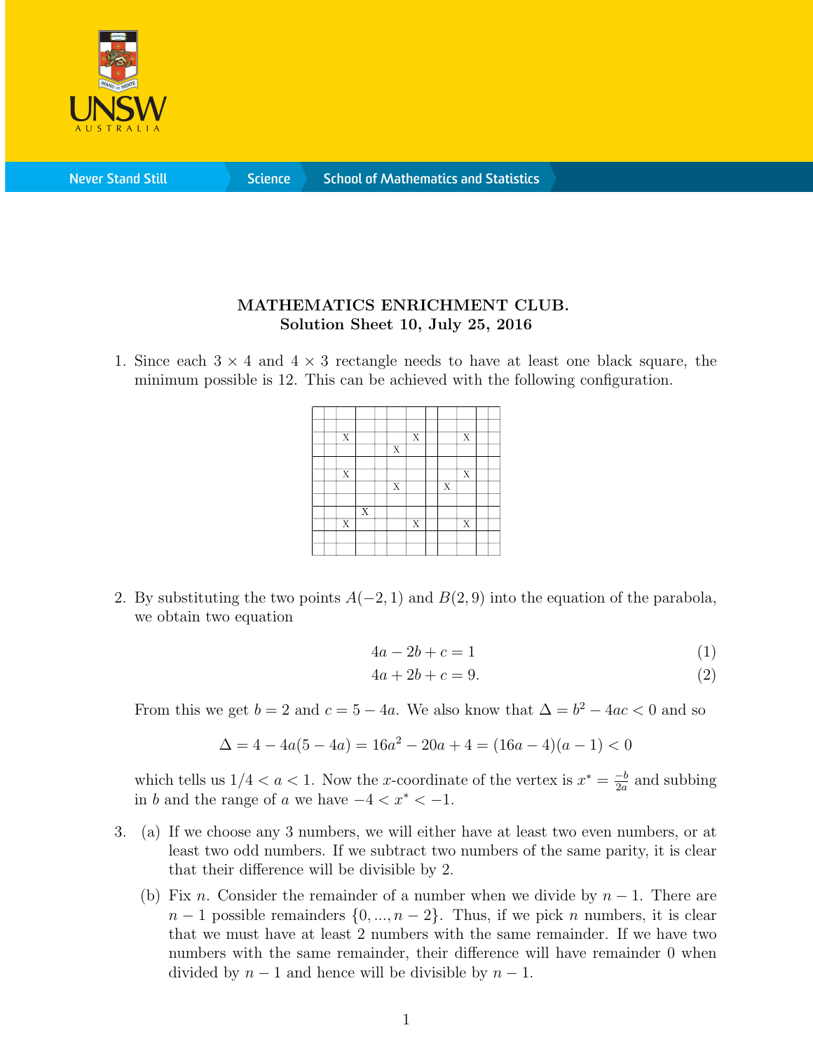# MATHEMATICS ENRICHMENT CLUB.

## Solution Sheet 10, July 25, 2016

1. Since each $3 \times 4$ and $4 \times 3$ rectangle needs to have at least one black square, the minimum possible is 12. This can be achieved with the following configuration.

| | | | | | | | | | | | |
|---|---|---|---|---|---|---|---|---|---|---|---|
| | | | | | | | | | | | |
| | | X | | | | X | | | X | | |
| | | | | | X | | | | | | |
| | | | | | | | | | | | |
| | | X | | | | | | | X | | |
| | | | | | X | | | X | | | |
| | | | | | | | | | | | |
| | | | X | | | | | | | | |
| | | X | | | | X | | | X | | |
| | | | | | | | | | | | |
| | | | | | | | | | | | |

2. By substituting the two points $A(-2, 1)$ and $B(2, 9)$ into the equation of the parabola, we obtain two equation

$$4a - 2b + c = 1 \tag{1}$$
$$4a + 2b + c = 9. \tag{2}$$

From this we get $b = 2$ and $c = 5 - 4a$. We also know that $\Delta = b^2 - 4ac < 0$ and so

$$\Delta = 4 - 4a(5 - 4a) = 16a^2 - 20a + 4 = (16a - 4)(a - 1) < 0$$

which tells us $1/4 < a < 1$. Now the $x$-coordinate of the vertex is $x^* = \frac{-b}{2a}$ and subbing in $b$ and the range of $a$ we have $-4 < x^* < -1$.

3. (a) If we choose any 3 numbers, we will either have at least two even numbers, or at least two odd numbers. If we subtract two numbers of the same parity, it is clear that their difference will be divisible by 2.

   (b) Fix $n$. Consider the remainder of a number when we divide by $n - 1$. There are $n - 1$ possible remainders $\{0, ..., n - 2\}$. Thus, if we pick $n$ numbers, it is clear that we must have at least 2 numbers with the same remainder. If we have two numbers with the same remainder, their difference will have remainder 0 when divided by $n - 1$ and hence will be divisible by $n - 1$.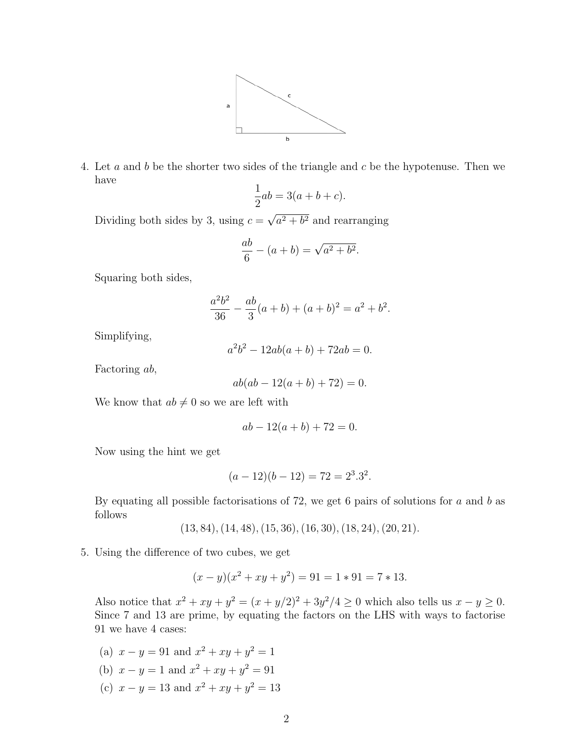4. Let $a$ and $b$ be the shorter two sides of the triangle and $c$ be the hypotenuse. Then we have

$$\frac{1}{2}ab = 3(a+b+c).$$

Dividing both sides by 3, using $c = \sqrt{a^2+b^2}$ and rearranging

$$\frac{ab}{6} - (a+b) = \sqrt{a^2+b^2}.$$

Squaring both sides,

$$\frac{a^2b^2}{36} - \frac{ab}{3}(a+b) + (a+b)^2 = a^2 + b^2.$$

Simplifying,

$$a^2b^2 - 12ab(a+b) + 72ab = 0.$$

Factoring $ab$,

$$ab(ab - 12(a+b) + 72) = 0.$$

We know that $ab \neq 0$ so we are left with

$$ab - 12(a+b) + 72 = 0.$$

Now using the hint we get

$$(a-12)(b-12) = 72 = 2^3.3^2.$$

By equating all possible factorisations of 72, we get 6 pairs of solutions for $a$ and $b$ as follows

$$(13, 84), (14, 48), (15, 36), (16, 30), (18, 24), (20, 21).$$

5. Using the difference of two cubes, we get

$$(x-y)(x^2+xy+y^2) = 91 = 1 * 91 = 7 * 13.$$

Also notice that $x^2 + xy + y^2 = (x + y/2)^2 + 3y^2/4 \geq 0$ which also tells us $x - y \geq 0$. Since 7 and 13 are prime, by equating the factors on the LHS with ways to factorise 91 we have 4 cases:

(a) $x - y = 91$ and $x^2 + xy + y^2 = 1$

(b) $x - y = 1$ and $x^2 + xy + y^2 = 91$

(c) $x - y = 13$ and $x^2 + xy + y^2 = 13$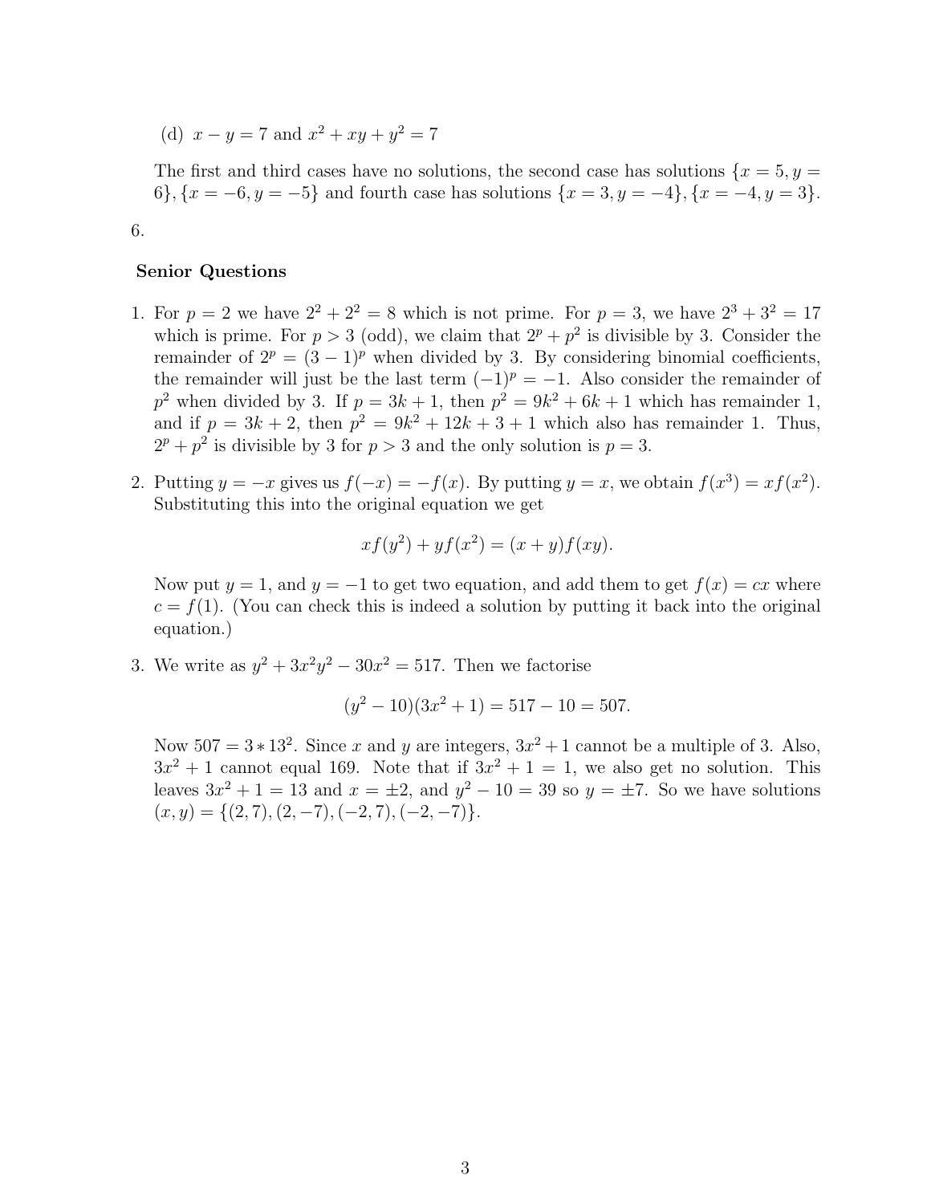(d) $x - y = 7$ and $x^2 + xy + y^2 = 7$

The first and third cases have no solutions, the second case has solutions $\{x = 5, y = 6\}, \{x = -6, y = -5\}$ and fourth case has solutions $\{x = 3, y = -4\}, \{x = -4, y = 3\}$.

6.

**Senior Questions**

1. For $p = 2$ we have $2^2 + 2^2 = 8$ which is not prime. For $p = 3$, we have $2^3 + 3^2 = 17$ which is prime. For $p > 3$ (odd), we claim that $2^p + p^2$ is divisible by 3. Consider the remainder of $2^p = (3-1)^p$ when divided by 3. By considering binomial coefficients, the remainder will just be the last term $(-1)^p = -1$. Also consider the remainder of $p^2$ when divided by 3. If $p = 3k+1$, then $p^2 = 9k^2 + 6k + 1$ which has remainder 1, and if $p = 3k+2$, then $p^2 = 9k^2 + 12k + 3 + 1$ which also has remainder 1. Thus, $2^p + p^2$ is divisible by 3 for $p > 3$ and the only solution is $p = 3$.

2. Putting $y = -x$ gives us $f(-x) = -f(x)$. By putting $y = x$, we obtain $f(x^3) = xf(x^2)$. Substituting this into the original equation we get

$$xf(y^2) + yf(x^2) = (x+y)f(xy).$$

Now put $y = 1$, and $y = -1$ to get two equation, and add them to get $f(x) = cx$ where $c = f(1)$. (You can check this is indeed a solution by putting it back into the original equation.)

3. We write as $y^2 + 3x^2y^2 - 30x^2 = 517$. Then we factorise

$$(y^2 - 10)(3x^2 + 1) = 517 - 10 = 507.$$

Now $507 = 3 * 13^2$. Since $x$ and $y$ are integers, $3x^2 + 1$ cannot be a multiple of 3. Also, $3x^2 + 1$ cannot equal 169. Note that if $3x^2 + 1 = 1$, we also get no solution. This leaves $3x^2 + 1 = 13$ and $x = \pm 2$, and $y^2 - 10 = 39$ so $y = \pm 7$. So we have solutions $(x, y) = \{(2, 7), (2, -7), (-2, 7), (-2, -7)\}$.